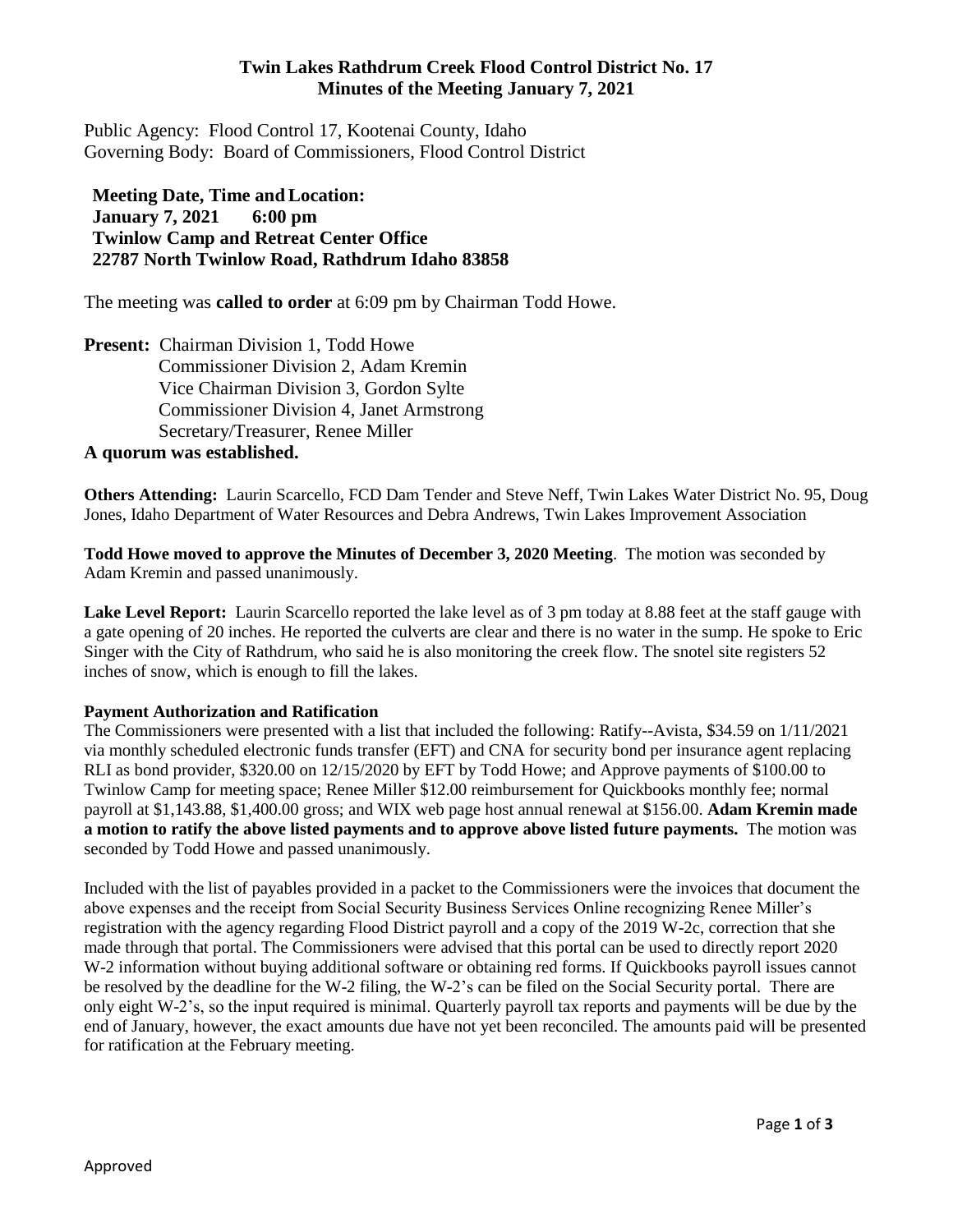# Twin Lakes Rathdrum Creek Flood Control District No. 17
## Minutes of the Meeting January 7, 2021

Public Agency: Flood Control 17, Kootenai County, Idaho
Governing Body: Board of Commissioners, Flood Control District

**Meeting Date, Time and Location:**
**January 7, 2021 6:00 pm**
**Twinlow Camp and Retreat Center Office**
**22787 North Twinlow Road, Rathdrum Idaho 83858**

The meeting was **called to order** at 6:09 pm by Chairman Todd Howe.

**Present:** Chairman Division 1, Todd Howe
Commissioner Division 2, Adam Kremin
Vice Chairman Division 3, Gordon Sylte
Commissioner Division 4, Janet Armstrong
Secretary/Treasurer, Renee Miller

**A quorum was established.**

**Others Attending:** Laurin Scarcello, FCD Dam Tender and Steve Neff, Twin Lakes Water District No. 95, Doug Jones, Idaho Department of Water Resources and Debra Andrews, Twin Lakes Improvement Association

**Todd Howe moved to approve the Minutes of December 3, 2020 Meeting**. The motion was seconded by Adam Kremin and passed unanimously.

**Lake Level Report:** Laurin Scarcello reported the lake level as of 3 pm today at 8.88 feet at the staff gauge with a gate opening of 20 inches. He reported the culverts are clear and there is no water in the sump. He spoke to Eric Singer with the City of Rathdrum, who said he is also monitoring the creek flow. The snotel site registers 52 inches of snow, which is enough to fill the lakes.

**Payment Authorization and Ratification**

The Commissioners were presented with a list that included the following: Ratify--Avista, $34.59 on 1/11/2021 via monthly scheduled electronic funds transfer (EFT) and CNA for security bond per insurance agent replacing RLI as bond provider, $320.00 on 12/15/2020 by EFT by Todd Howe; and Approve payments of $100.00 to Twinlow Camp for meeting space; Renee Miller $12.00 reimbursement for Quickbooks monthly fee; normal payroll at $1,143.88, $1,400.00 gross; and WIX web page host annual renewal at $156.00. **Adam Kremin made a motion to ratify the above listed payments and to approve above listed future payments.** The motion was seconded by Todd Howe and passed unanimously.

Included with the list of payables provided in a packet to the Commissioners were the invoices that document the above expenses and the receipt from Social Security Business Services Online recognizing Renee Miller's registration with the agency regarding Flood District payroll and a copy of the 2019 W-2c, correction that she made through that portal. The Commissioners were advised that this portal can be used to directly report 2020 W-2 information without buying additional software or obtaining red forms. If Quickbooks payroll issues cannot be resolved by the deadline for the W-2 filing, the W-2's can be filed on the Social Security portal. There are only eight W-2's, so the input required is minimal. Quarterly payroll tax reports and payments will be due by the end of January, however, the exact amounts due have not yet been reconciled. The amounts paid will be presented for ratification at the February meeting.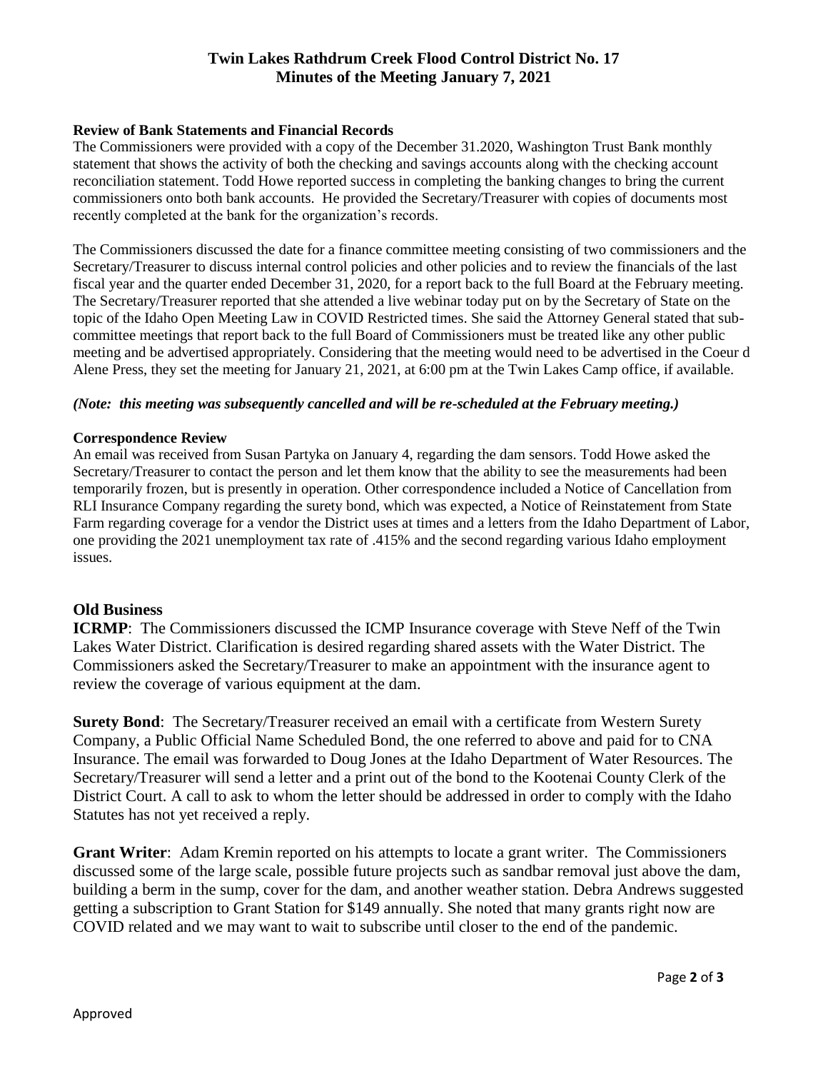# Twin Lakes Rathdrum Creek Flood Control District No. 17
# Minutes of the Meeting January 7, 2021

**Review of Bank Statements and Financial Records**

The Commissioners were provided with a copy of the December 31.2020, Washington Trust Bank monthly statement that shows the activity of both the checking and savings accounts along with the checking account reconciliation statement. Todd Howe reported success in completing the banking changes to bring the current commissioners onto both bank accounts. He provided the Secretary/Treasurer with copies of documents most recently completed at the bank for the organization's records.

The Commissioners discussed the date for a finance committee meeting consisting of two commissioners and the Secretary/Treasurer to discuss internal control policies and other policies and to review the financials of the last fiscal year and the quarter ended December 31, 2020, for a report back to the full Board at the February meeting. The Secretary/Treasurer reported that she attended a live webinar today put on by the Secretary of State on the topic of the Idaho Open Meeting Law in COVID Restricted times. She said the Attorney General stated that sub-committee meetings that report back to the full Board of Commissioners must be treated like any other public meeting and be advertised appropriately. Considering that the meeting would need to be advertised in the Coeur d Alene Press, they set the meeting for January 21, 2021, at 6:00 pm at the Twin Lakes Camp office, if available.

***(Note: this meeting was subsequently cancelled and will be re-scheduled at the February meeting.)***

**Correspondence Review**

An email was received from Susan Partyka on January 4, regarding the dam sensors. Todd Howe asked the Secretary/Treasurer to contact the person and let them know that the ability to see the measurements had been temporarily frozen, but is presently in operation. Other correspondence included a Notice of Cancellation from RLI Insurance Company regarding the surety bond, which was expected, a Notice of Reinstatement from State Farm regarding coverage for a vendor the District uses at times and a letters from the Idaho Department of Labor, one providing the 2021 unemployment tax rate of .415% and the second regarding various Idaho employment issues.

## Old Business

**ICRMP**: The Commissioners discussed the ICMP Insurance coverage with Steve Neff of the Twin Lakes Water District. Clarification is desired regarding shared assets with the Water District. The Commissioners asked the Secretary/Treasurer to make an appointment with the insurance agent to review the coverage of various equipment at the dam.

**Surety Bond**: The Secretary/Treasurer received an email with a certificate from Western Surety Company, a Public Official Name Scheduled Bond, the one referred to above and paid for to CNA Insurance. The email was forwarded to Doug Jones at the Idaho Department of Water Resources. The Secretary/Treasurer will send a letter and a print out of the bond to the Kootenai County Clerk of the District Court. A call to ask to whom the letter should be addressed in order to comply with the Idaho Statutes has not yet received a reply.

**Grant Writer**: Adam Kremin reported on his attempts to locate a grant writer. The Commissioners discussed some of the large scale, possible future projects such as sandbar removal just above the dam, building a berm in the sump, cover for the dam, and another weather station. Debra Andrews suggested getting a subscription to Grant Station for $149 annually. She noted that many grants right now are COVID related and we may want to wait to subscribe until closer to the end of the pandemic.

Approved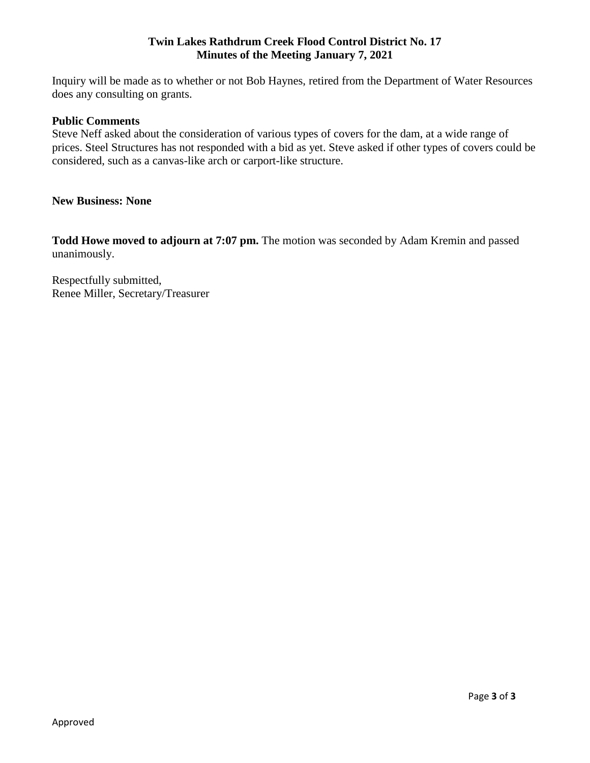Inquiry will be made as to whether or not Bob Haynes, retired from the Department of Water Resources does any consulting on grants.

**Public Comments**

Steve Neff asked about the consideration of various types of covers for the dam, at a wide range of prices. Steel Structures has not responded with a bid as yet. Steve asked if other types of covers could be considered, such as a canvas-like arch or carport-like structure.

**New Business: None**

**Todd Howe moved to adjourn at 7:07 pm.** The motion was seconded by Adam Kremin and passed unanimously.

Respectfully submitted,
Renee Miller, Secretary/Treasurer

Approved